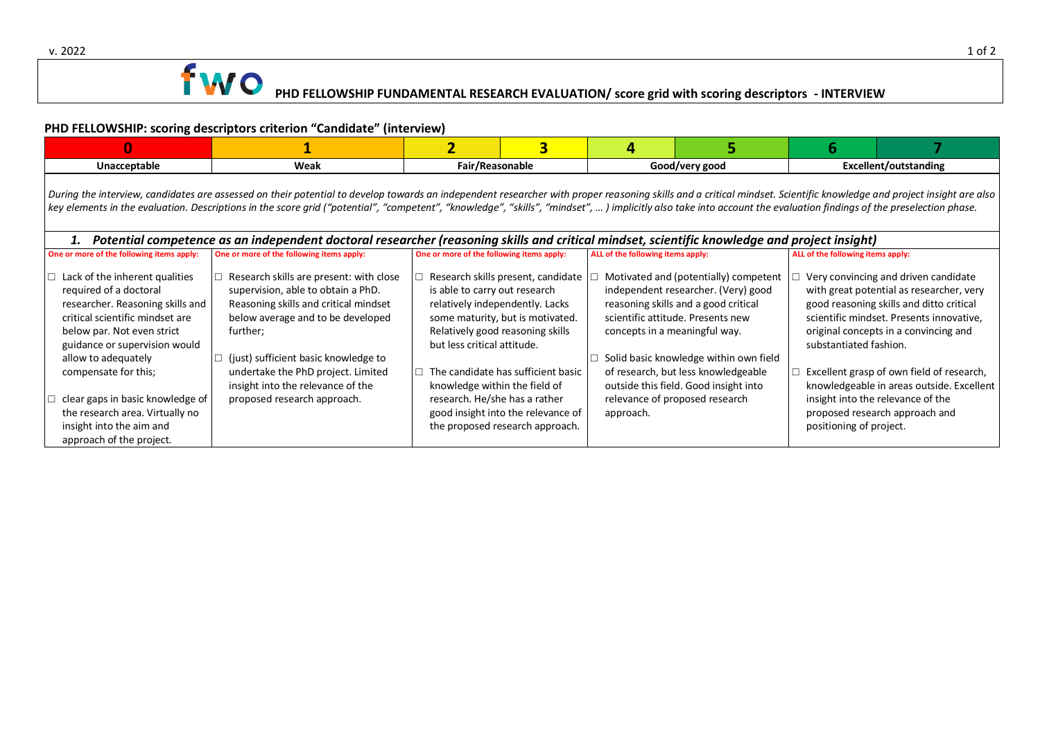# fwo PHD FELLOWSHIP FUNDAMENTAL RESEARCH EVALUATION/ score grid with scoring descriptors - INTERVIEW

## PHD FELLOWSHIP: scoring descriptors criterion "Candidate" (interview)

| 0 | 1 | 2 | 3 | 4 | 5 | 6 | 7 |
|---|---|---|---|---|---|---|---|
| Unacceptable | Weak | Fair/Reasonable | | Good/very good | | Excellent/outstanding | |

*During the interview, candidates are assessed on their potential to develop towards an independent researcher with proper reasoning skills and a critical mindset. Scientific knowledge and project insight are also key elements in the evaluation. Descriptions in the score grid ("potential", "competent", "knowledge", "skills", "mindset", … ) implicitly also take into account the evaluation findings of the preselection phase.*

### 1. *Potential competence as an independent doctoral researcher (reasoning skills and critical mindset, scientific knowledge and project insight)*

| 0 – Unacceptable | 1 – Weak | 2–3 – Fair/Reasonable | 4–5 – Good/very good | 6–7 – Excellent/outstanding |
|---|---|---|---|---|
| **One or more of the following items apply:** | **One or more of the following items apply:** | **One or more of the following items apply:** | **ALL of the following items apply:** | **ALL of the following items apply:** |
| ☐ Lack of the inherent qualities required of a doctoral researcher. Reasoning skills and critical scientific mindset are below par. Not even strict guidance or supervision would allow to adequately compensate for this; | ☐ Research skills are present: with close supervision, able to obtain a PhD. Reasoning skills and critical mindset below average and to be developed further; | ☐ Research skills present, candidate is able to carry out research relatively independently. Lacks some maturity, but is motivated. Relatively good reasoning skills but less critical attitude. | ☐ Motivated and (potentially) competent independent researcher. (Very) good reasoning skills and a good critical scientific attitude. Presents new concepts in a meaningful way. | ☐ Very convincing and driven candidate with great potential as researcher, very good reasoning skills and ditto critical scientific mindset. Presents innovative, original concepts in a convincing and substantiated fashion. |
| ☐ clear gaps in basic knowledge of the research area. Virtually no insight into the aim and approach of the project. | ☐ (just) sufficient basic knowledge to undertake the PhD project. Limited insight into the relevance of the proposed research approach. | ☐ The candidate has sufficient basic knowledge within the field of research. He/she has a rather good insight into the relevance of the proposed research approach. | ☐ Solid basic knowledge within own field of research, but less knowledgeable outside this field. Good insight into relevance of proposed research approach. | ☐ Excellent grasp of own field of research, knowledgeable in areas outside. Excellent insight into the relevance of the proposed research approach and positioning of project. |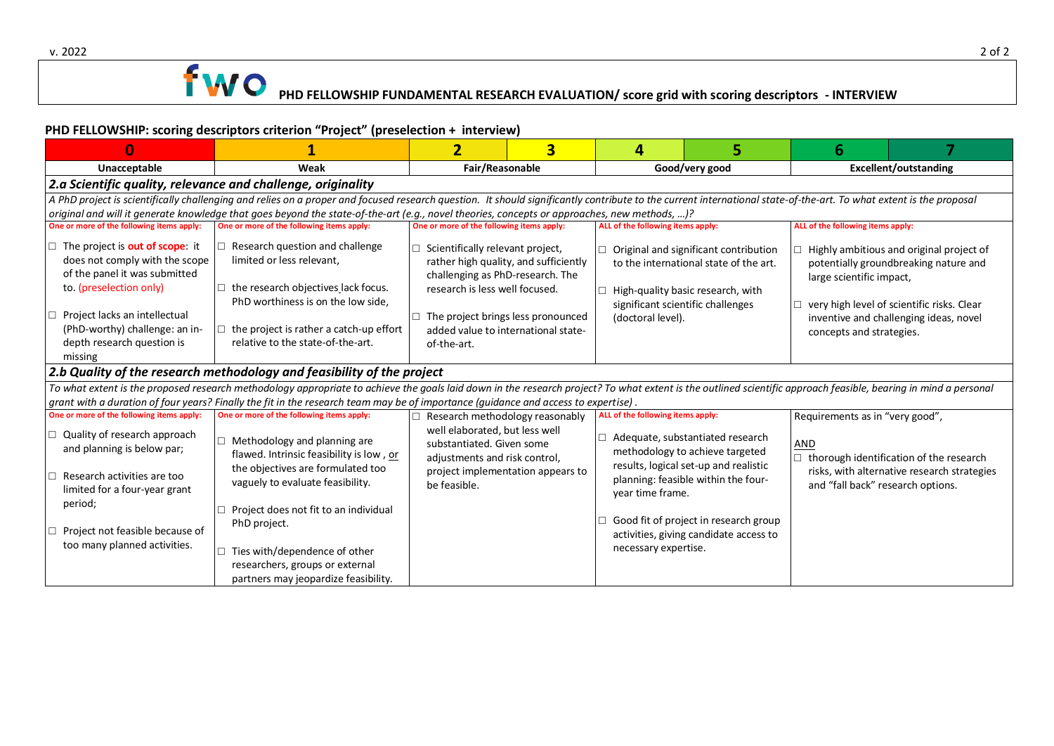# fwo PHD FELLOWSHIP FUNDAMENTAL RESEARCH EVALUATION/ score grid with scoring descriptors - INTERVIEW

## PHD FELLOWSHIP: scoring descriptors criterion "Project" (preselection + interview)

| 0 | 1 | 2 | 3 | 4 | 5 | 6 | 7 |
|---|---|---|---|---|---|---|---|
| **Unacceptable** | **Weak** | **Fair/Reasonable** | | **Good/very good** | | **Excellent/outstanding** | |
| ***2.a Scientific quality, relevance and challenge, originality*** | | | | | | | |
| *A PhD project is scientifically challenging and relies on a proper and focused research question. It should significantly contribute to the current international state-of-the-art. To what extent is the proposal original and will it generate knowledge that goes beyond the state-of-the-art (e.g., novel theories, concepts or approaches, new methods, …)?* | | | | | | | |
| **One or more of the following items apply:**<br>☐ The project is **out of scope**: it does not comply with the scope of the panel it was submitted to. (preselection only)<br>☐ Project lacks an intellectual (PhD-worthy) challenge: an in-depth research question is missing | **One or more of the following items apply:**<br>☐ Research question and challenge limited or less relevant,<br>☐ the research objectives lack focus. PhD worthiness is on the low side,<br>☐ the project is rather a catch-up effort relative to the state-of-the-art. | **One or more of the following items apply:**<br>☐ Scientifically relevant project, rather high quality, and sufficiently challenging as PhD-research. The research is less well focused.<br>☐ The project brings less pronounced added value to international state-of-the-art. | | **ALL of the following items apply:**<br>☐ Original and significant contribution to the international state of the art.<br>☐ High-quality basic research, with significant scientific challenges (doctoral level). | | **ALL of the following items apply:**<br>☐ Highly ambitious and original project of potentially groundbreaking nature and large scientific impact,<br>☐ very high level of scientific risks. Clear inventive and challenging ideas, novel concepts and strategies. | |
| ***2.b Quality of the research methodology and feasibility of the project*** | | | | | | | |
| *To what extent is the proposed research methodology appropriate to achieve the goals laid down in the research project? To what extent is the outlined scientific approach feasible, bearing in mind a personal grant with a duration of four years? Finally the fit in the research team may be of importance (guidance and access to expertise).* | | | | | | | |
| **One or more of the following items apply:**<br>☐ Quality of research approach and planning is below par;<br>☐ Research activities are too limited for a four-year grant period;<br>☐ Project not feasible because of too many planned activities. | **One or more of the following items apply:**<br>☐ Methodology and planning are flawed. Intrinsic feasibility is low , or the objectives are formulated too vaguely to evaluate feasibility.<br>☐ Project does not fit to an individual PhD project.<br>☐ Ties with/dependence of other researchers, groups or external partners may jeopardize feasibility. | ☐ Research methodology reasonably well elaborated, but less well substantiated. Given some adjustments and risk control, project implementation appears to be feasible. | | **ALL of the following items apply:**<br>☐ Adequate, substantiated research methodology to achieve targeted results, logical set-up and realistic planning: feasible within the four-year time frame.<br>☐ Good fit of project in research group activities, giving candidate access to necessary expertise. | | Requirements as in "very good",<br>AND<br>☐ thorough identification of the research risks, with alternative research strategies and "fall back" research options. | |